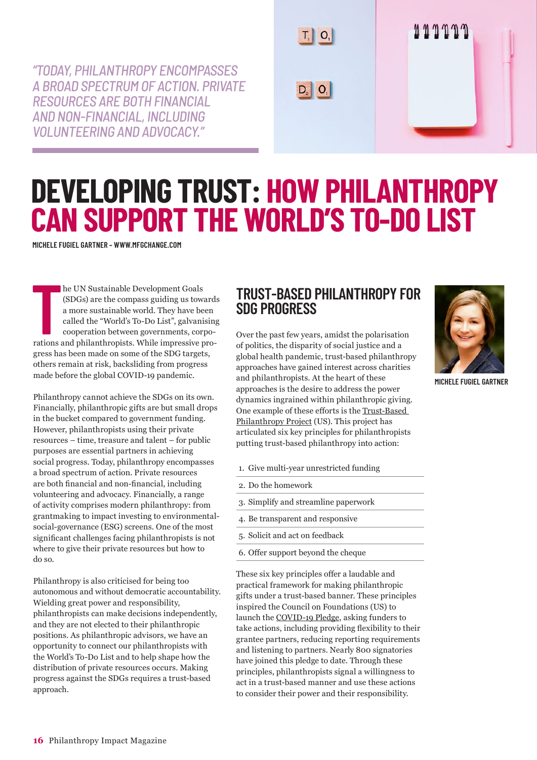*"TODAY, PHILANTHROPY ENCOMPASSES A BROAD SPECTRUM OF ACTION. PRIVATE RESOURCES ARE BOTH FINANCIAL AND NON-FINANCIAL, INCLUDING VOLUNTEERING AND ADVOCACY."*

# DEVELOPING TRUST: HOW PHILANTHROPY CAN SUPPORT THE WORLD'S TO-DO LIST

**MICHELE FUGIEL GARTNER – WWW.MFGCHANGE.COM**

The UN Sustainable Development Goals (SDGs) are the compass guiding us towards a more sustainable world. They have been called the "World's To-Do List", galvanising cooperation between governments, corporations and philanthropists. While impressive progress has been made on some of the SDG targets, others remain at risk, backsliding from progress made before the global COVID-19 pandemic.

Philanthropy cannot achieve the SDGs on its own. Financially, philanthropic gifts are but small drops in the bucket compared to government funding. However, philanthropists using their private resources – time, treasure and talent – for public purposes are essential partners in achieving social progress. Today, philanthropy encompasses a broad spectrum of action. Private resources are both financial and non-financial, including volunteering and advocacy. Financially, a range of activity comprises modern philanthropy: from grantmaking to impact investing to environmental-social-governance (ESG) screens. One of the most significant challenges facing philanthropists is not where to give their private resources but how to do so.

Philanthropy is also criticised for being too autonomous and without democratic accountability. Wielding great power and responsibility, philanthropists can make decisions independently, and they are not elected to their philanthropic positions. As philanthropic advisors, we have an opportunity to connect our philanthropists with the World's To-Do List and to help shape how the distribution of private resources occurs. Making progress against the SDGs requires a trust-based approach.

## TRUST-BASED PHILANTHROPY FOR SDG PROGRESS

Over the past few years, amidst the polarisation of politics, the disparity of social justice and a global health pandemic, trust-based philanthropy approaches have gained interest across charities and philanthropists. At the heart of these approaches is the desire to address the power dynamics ingrained within philanthropic giving. One example of these efforts is the Trust-Based Philanthropy Project (US). This project has articulated six key principles for philanthropists putting trust-based philanthropy into action:

1. Give multi-year unrestricted funding
2. Do the homework
3. Simplify and streamline paperwork
4. Be transparent and responsive
5. Solicit and act on feedback
6. Offer support beyond the cheque

These six key principles offer a laudable and practical framework for making philanthropic gifts under a trust-based banner. These principles inspired the Council on Foundations (US) to launch the COVID-19 Pledge, asking funders to take actions, including providing flexibility to their grantee partners, reducing reporting requirements and listening to partners. Nearly 800 signatories have joined this pledge to date. Through these principles, philanthropists signal a willingness to act in a trust-based manner and use these actions to consider their power and their responsibility.

MICHELE FUGIEL GARTNER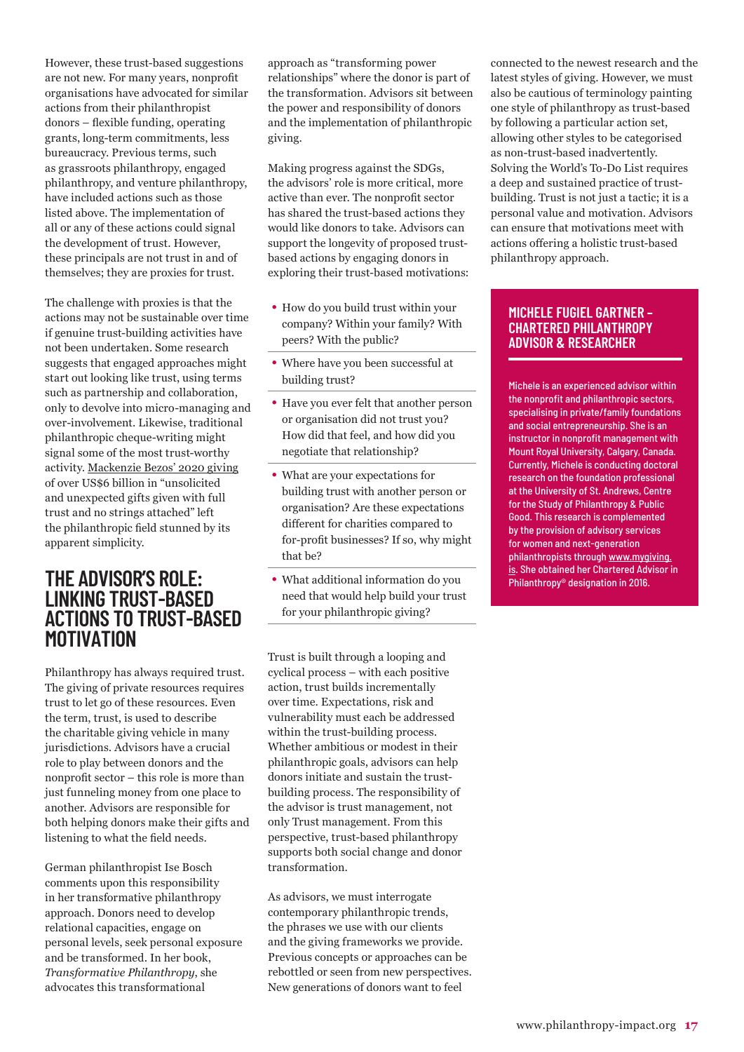However, these trust-based suggestions are not new. For many years, nonprofit organisations have advocated for similar actions from their philanthropist donors – flexible funding, operating grants, long-term commitments, less bureaucracy. Previous terms, such as grassroots philanthropy, engaged philanthropy, and venture philanthropy, have included actions such as those listed above. The implementation of all or any of these actions could signal the development of trust. However, these principals are not trust in and of themselves; they are proxies for trust.

The challenge with proxies is that the actions may not be sustainable over time if genuine trust-building activities have not been undertaken. Some research suggests that engaged approaches might start out looking like trust, using terms such as partnership and collaboration, only to devolve into micro-managing and over-involvement. Likewise, traditional philanthropic cheque-writing might signal some of the most trust-worthy activity. Mackenzie Bezos' 2020 giving of over US$6 billion in "unsolicited and unexpected gifts given with full trust and no strings attached" left the philanthropic field stunned by its apparent simplicity.

## THE ADVISOR'S ROLE: LINKING TRUST-BASED ACTIONS TO TRUST-BASED MOTIVATION

Philanthropy has always required trust. The giving of private resources requires trust to let go of these resources. Even the term, trust, is used to describe the charitable giving vehicle in many jurisdictions. Advisors have a crucial role to play between donors and the nonprofit sector – this role is more than just funneling money from one place to another. Advisors are responsible for both helping donors make their gifts and listening to what the field needs.

German philanthropist Ise Bosch comments upon this responsibility in her transformative philanthropy approach. Donors need to develop relational capacities, engage on personal levels, seek personal exposure and be transformed. In her book, *Transformative Philanthropy*, she advocates this transformational approach as "transforming power relationships" where the donor is part of the transformation. Advisors sit between the power and responsibility of donors and the implementation of philanthropic giving.

Making progress against the SDGs, the advisors' role is more critical, more active than ever. The nonprofit sector has shared the trust-based actions they would like donors to take. Advisors can support the longevity of proposed trust-based actions by engaging donors in exploring their trust-based motivations:

- How do you build trust within your company? Within your family? With peers? With the public?
- Where have you been successful at building trust?
- Have you ever felt that another person or organisation did not trust you? How did that feel, and how did you negotiate that relationship?
- What are your expectations for building trust with another person or organisation? Are these expectations different for charities compared to for-profit businesses? If so, why might that be?
- What additional information do you need that would help build your trust for your philanthropic giving?

Trust is built through a looping and cyclical process – with each positive action, trust builds incrementally over time. Expectations, risk and vulnerability must each be addressed within the trust-building process. Whether ambitious or modest in their philanthropic goals, advisors can help donors initiate and sustain the trust-building process. The responsibility of the advisor is trust management, not only Trust management. From this perspective, trust-based philanthropy supports both social change and donor transformation.

As advisors, we must interrogate contemporary philanthropic trends, the phrases we use with our clients and the giving frameworks we provide. Previous concepts or approaches can be rebottled or seen from new perspectives. New generations of donors want to feel connected to the newest research and the latest styles of giving. However, we must also be cautious of terminology painting one style of philanthropy as trust-based by following a particular action set, allowing other styles to be categorised as non-trust-based inadvertently. Solving the World's To-Do List requires a deep and sustained practice of trust-building. Trust is not just a tactic; it is a personal value and motivation. Advisors can ensure that motivations meet with actions offering a holistic trust-based philanthropy approach.

### MICHELE FUGIEL GARTNER – CHARTERED PHILANTHROPY ADVISOR & RESEARCHER

Michele is an experienced advisor within the nonprofit and philanthropic sectors, specialising in private/family foundations and social entrepreneurship. She is an instructor in nonprofit management with Mount Royal University, Calgary, Canada. Currently, Michele is conducting doctoral research on the foundation professional at the University of St. Andrews, Centre for the Study of Philanthropy & Public Good. This research is complemented by the provision of advisory services for women and next-generation philanthropists through www.mygiving.is. She obtained her Chartered Advisor in Philanthropy® designation in 2016.